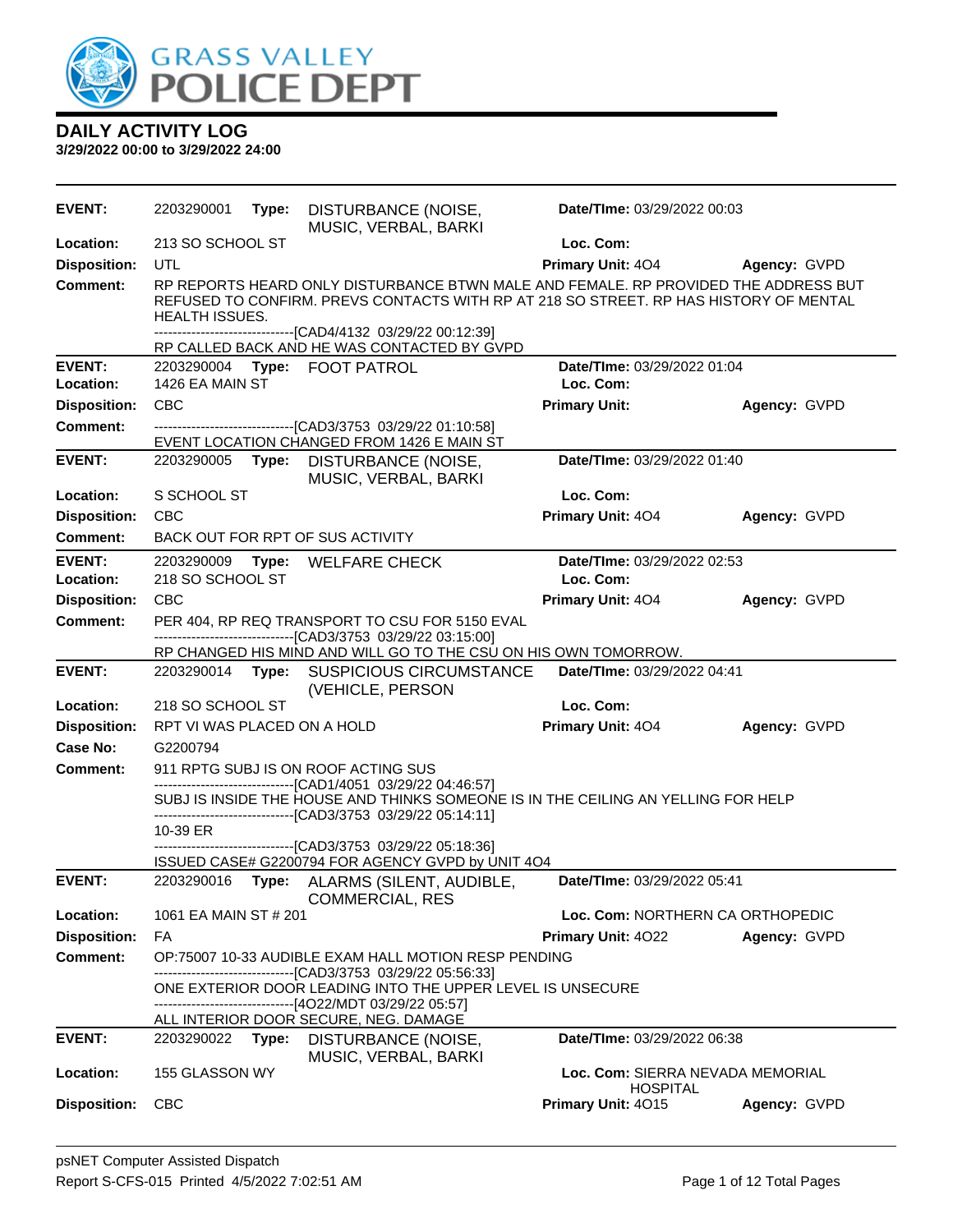# GRASS VALLEY POLICE DEPT

## DAILY ACTIVITY LOG

**3/29/2022 00:00 to 3/29/2022 24:00**

---

**EVENT:** 2203290001 **Type:** DISTURBANCE (NOISE, MUSIC, VERBAL, BARKI **Date/TIme:** 03/29/2022 00:03
**Location:** 213 SO SCHOOL ST **Loc. Com:**
**Disposition:** UTL **Primary Unit:** 4O4 **Agency:** GVPD
**Comment:** RP REPORTS HEARD ONLY DISTURBANCE BTWN MALE AND FEMALE. RP PROVIDED THE ADDRESS BUT REFUSED TO CONFIRM. PREVS CONTACTS WITH RP AT 218 SO STREET. RP HAS HISTORY OF MENTAL HEALTH ISSUES.
------------------------------[CAD4/4132 03/29/22 00:12:39]
RP CALLED BACK AND HE WAS CONTACTED BY GVPD

---

**EVENT:** 2203290004 **Type:** FOOT PATROL **Date/TIme:** 03/29/2022 01:04
**Location:** 1426 EA MAIN ST **Loc. Com:**
**Disposition:** CBC **Primary Unit:** **Agency:** GVPD
**Comment:** ------------------------------[CAD3/3753 03/29/22 01:10:58]
EVENT LOCATION CHANGED FROM 1426 E MAIN ST

---

**EVENT:** 2203290005 **Type:** DISTURBANCE (NOISE, MUSIC, VERBAL, BARKI **Date/TIme:** 03/29/2022 01:40
**Location:** S SCHOOL ST **Loc. Com:**
**Disposition:** CBC **Primary Unit:** 4O4 **Agency:** GVPD
**Comment:** BACK OUT FOR RPT OF SUS ACTIVITY

---

**EVENT:** 2203290009 **Type:** WELFARE CHECK **Date/TIme:** 03/29/2022 02:53
**Location:** 218 SO SCHOOL ST **Loc. Com:**
**Disposition:** CBC **Primary Unit:** 4O4 **Agency:** GVPD
**Comment:** PER 404, RP REQ TRANSPORT TO CSU FOR 5150 EVAL
------------------------------[CAD3/3753 03/29/22 03:15:00]
RP CHANGED HIS MIND AND WILL GO TO THE CSU ON HIS OWN TOMORROW.

---

**EVENT:** 2203290014 **Type:** SUSPICIOUS CIRCUMSTANCE (VEHICLE, PERSON **Date/TIme:** 03/29/2022 04:41
**Location:** 218 SO SCHOOL ST **Loc. Com:**
**Disposition:** RPT VI WAS PLACED ON A HOLD **Primary Unit:** 4O4 **Agency:** GVPD
**Case No:** G2200794
**Comment:** 911 RPTG SUBJ IS ON ROOF ACTING SUS
------------------------------[CAD1/4051 03/29/22 04:46:57]
SUBJ IS INSIDE THE HOUSE AND THINKS SOMEONE IS IN THE CEILING AN YELLING FOR HELP
------------------------------[CAD3/3753 03/29/22 05:14:11]
10-39 ER
------------------------------[CAD3/3753 03/29/22 05:18:36]
ISSUED CASE# G2200794 FOR AGENCY GVPD by UNIT 4O4

---

**EVENT:** 2203290016 **Type:** ALARMS (SILENT, AUDIBLE, COMMERCIAL, RES **Date/TIme:** 03/29/2022 05:41
**Location:** 1061 EA MAIN ST # 201 **Loc. Com:** NORTHERN CA ORTHOPEDIC
**Disposition:** FA **Primary Unit:** 4O22 **Agency:** GVPD
**Comment:** OP:75007 10-33 AUDIBLE EXAM HALL MOTION RESP PENDING
------------------------------[CAD3/3753 03/29/22 05:56:33]
ONE EXTERIOR DOOR LEADING INTO THE UPPER LEVEL IS UNSECURE
------------------------------[4O22/MDT 03/29/22 05:57]
ALL INTERIOR DOOR SECURE, NEG. DAMAGE

---

**EVENT:** 2203290022 **Type:** DISTURBANCE (NOISE, MUSIC, VERBAL, BARKI **Date/TIme:** 03/29/2022 06:38
**Location:** 155 GLASSON WY **Loc. Com:** SIERRA NEVADA MEMORIAL HOSPITAL
**Disposition:** CBC **Primary Unit:** 4O15 **Agency:** GVPD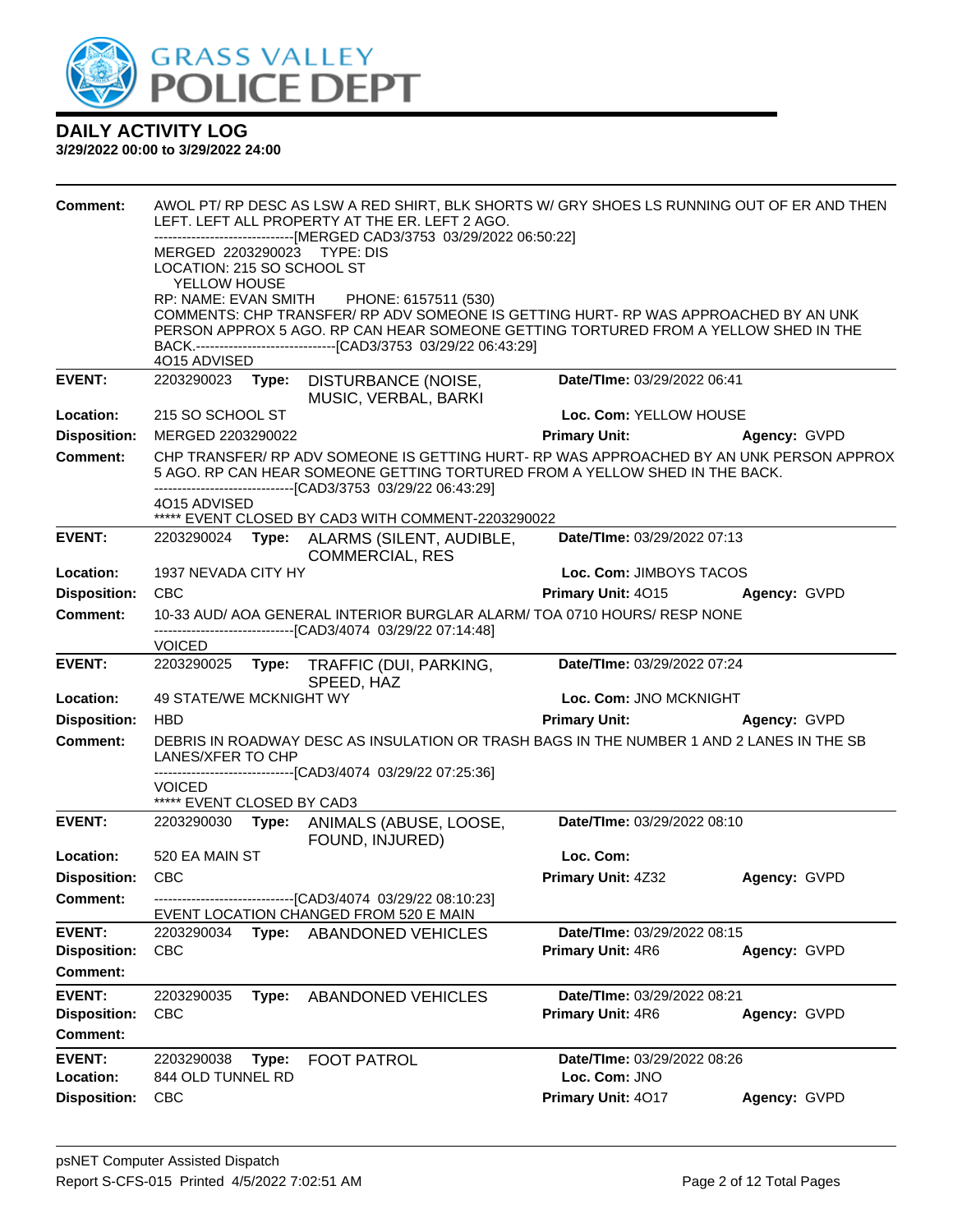**GRASS VALLEY POLICE DEPT**

## DAILY ACTIVITY LOG

**3/29/2022 00:00 to 3/29/2022 24:00**

**Comment:** AWOL PT/ RP DESC AS LSW A RED SHIRT, BLK SHORTS W/ GRY SHOES LS RUNNING OUT OF ER AND THEN LEFT. LEFT ALL PROPERTY AT THE ER. LEFT 2 AGO.
------------------------------[MERGED CAD3/3753 03/29/2022 06:50:22]
MERGED 2203290023 TYPE: DIS
LOCATION: 215 SO SCHOOL ST
YELLOW HOUSE
RP: NAME: EVAN SMITH PHONE: 6157511 (530)
COMMENTS: CHP TRANSFER/ RP ADV SOMEONE IS GETTING HURT- RP WAS APPROACHED BY AN UNK PERSON APPROX 5 AGO. RP CAN HEAR SOMEONE GETTING TORTURED FROM A YELLOW SHED IN THE BACK.------------------------------[CAD3/3753 03/29/22 06:43:29]
4O15 ADVISED

---

**EVENT:** 2203290023 **Type:** DISTURBANCE (NOISE, MUSIC, VERBAL, BARKI — **Date/TIme:** 03/29/2022 06:41
**Location:** 215 SO SCHOOL ST — **Loc. Com:** YELLOW HOUSE
**Disposition:** MERGED 2203290022 — **Primary Unit:** — **Agency:** GVPD
**Comment:** CHP TRANSFER/ RP ADV SOMEONE IS GETTING HURT- RP WAS APPROACHED BY AN UNK PERSON APPROX 5 AGO. RP CAN HEAR SOMEONE GETTING TORTURED FROM A YELLOW SHED IN THE BACK.
------------------------------[CAD3/3753 03/29/22 06:43:29]
4O15 ADVISED
***** EVENT CLOSED BY CAD3 WITH COMMENT-2203290022

---

**EVENT:** 2203290024 **Type:** ALARMS (SILENT, AUDIBLE, COMMERCIAL, RES — **Date/TIme:** 03/29/2022 07:13
**Location:** 1937 NEVADA CITY HY — **Loc. Com:** JIMBOYS TACOS
**Disposition:** CBC — **Primary Unit:** 4O15 — **Agency:** GVPD
**Comment:** 10-33 AUD/ AOA GENERAL INTERIOR BURGLAR ALARM/ TOA 0710 HOURS/ RESP NONE
------------------------------[CAD3/4074 03/29/22 07:14:48]
VOICED

---

**EVENT:** 2203290025 **Type:** TRAFFIC (DUI, PARKING, SPEED, HAZ — **Date/TIme:** 03/29/2022 07:24
**Location:** 49 STATE/WE MCKNIGHT WY — **Loc. Com:** JNO MCKNIGHT
**Disposition:** HBD — **Primary Unit:** — **Agency:** GVPD
**Comment:** DEBRIS IN ROADWAY DESC AS INSULATION OR TRASH BAGS IN THE NUMBER 1 AND 2 LANES IN THE SB LANES/XFER TO CHP
------------------------------[CAD3/4074 03/29/22 07:25:36]
VOICED
***** EVENT CLOSED BY CAD3

---

**EVENT:** 2203290030 **Type:** ANIMALS (ABUSE, LOOSE, FOUND, INJURED) — **Date/TIme:** 03/29/2022 08:10
**Location:** 520 EA MAIN ST — **Loc. Com:**
**Disposition:** CBC — **Primary Unit:** 4Z32 — **Agency:** GVPD
**Comment:** ------------------------------[CAD3/4074 03/29/22 08:10:23]
EVENT LOCATION CHANGED FROM 520 E MAIN

---

**EVENT:** 2203290034 **Type:** ABANDONED VEHICLES — **Date/TIme:** 03/29/2022 08:15
**Disposition:** CBC — **Primary Unit:** 4R6 — **Agency:** GVPD
**Comment:**

---

**EVENT:** 2203290035 **Type:** ABANDONED VEHICLES — **Date/TIme:** 03/29/2022 08:21
**Disposition:** CBC — **Primary Unit:** 4R6 — **Agency:** GVPD
**Comment:**

---

**EVENT:** 2203290038 **Type:** FOOT PATROL — **Date/TIme:** 03/29/2022 08:26
**Location:** 844 OLD TUNNEL RD — **Loc. Com:** JNO
**Disposition:** CBC — **Primary Unit:** 4O17 — **Agency:** GVPD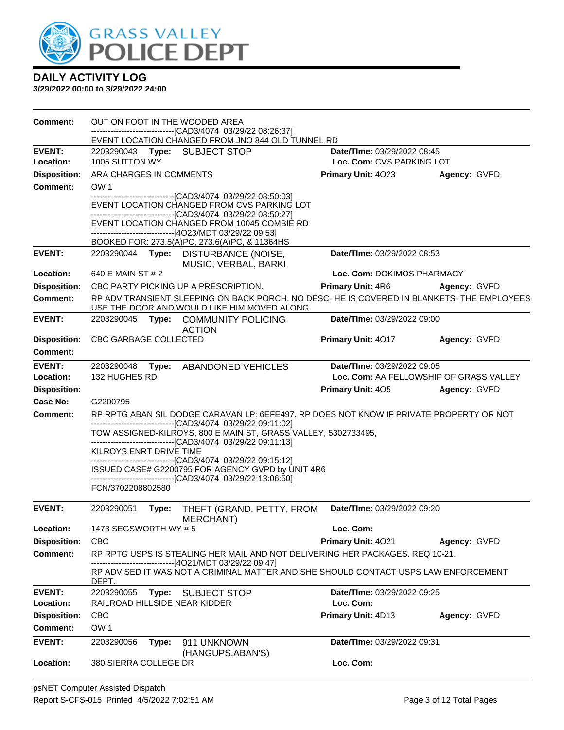# DAILY ACTIVITY LOG

**3/29/2022 00:00 to 3/29/2022 24:00**

**Comment:** OUT ON FOOT IN THE WOODED AREA
------------------------------[CAD3/4074 03/29/22 08:26:37]
EVENT LOCATION CHANGED FROM JNO 844 OLD TUNNEL RD

---

**EVENT:** 2203290043 **Type:** SUBJECT STOP **Date/TIme:** 03/29/2022 08:45
**Location:** 1005 SUTTON WY **Loc. Com:** CVS PARKING LOT
**Disposition:** ARA CHARGES IN COMMENTS **Primary Unit:** 4O23 **Agency:** GVPD
**Comment:** OW 1
------------------------------[CAD3/4074 03/29/22 08:50:03]
EVENT LOCATION CHANGED FROM CVS PARKING LOT
------------------------------[CAD3/4074 03/29/22 08:50:27]
EVENT LOCATION CHANGED FROM 10045 COMBIE RD
------------------------------[4O23/MDT 03/29/22 09:53]
BOOKED FOR: 273.5(A)PC, 273.6(A)PC, & 11364HS

---

**EVENT:** 2203290044 **Type:** DISTURBANCE (NOISE, MUSIC, VERBAL, BARKI **Date/TIme:** 03/29/2022 08:53
**Location:** 640 E MAIN ST # 2 **Loc. Com:** DOKIMOS PHARMACY
**Disposition:** CBC PARTY PICKING UP A PRESCRIPTION. **Primary Unit:** 4R6 **Agency:** GVPD
**Comment:** RP ADV TRANSIENT SLEEPING ON BACK PORCH. NO DESC- HE IS COVERED IN BLANKETS- THE EMPLOYEES USE THE DOOR AND WOULD LIKE HIM MOVED ALONG.

---

**EVENT:** 2203290045 **Type:** COMMUNITY POLICING ACTION **Date/TIme:** 03/29/2022 09:00
**Disposition:** CBC GARBAGE COLLECTED **Primary Unit:** 4O17 **Agency:** GVPD
**Comment:**

---

**EVENT:** 2203290048 **Type:** ABANDONED VEHICLES **Date/TIme:** 03/29/2022 09:05
**Location:** 132 HUGHES RD **Loc. Com:** AA FELLOWSHIP OF GRASS VALLEY
**Disposition:** **Primary Unit:** 4O5 **Agency:** GVPD
**Case No:** G2200795
**Comment:** RP RPTG ABAN SIL DODGE CARAVAN LP: 6EFE497. RP DOES NOT KNOW IF PRIVATE PROPERTY OR NOT
------------------------------[CAD3/4074 03/29/22 09:11:02]
TOW ASSIGNED-KILROYS, 800 E MAIN ST, GRASS VALLEY, 5302733495,
------------------------------[CAD3/4074 03/29/22 09:11:13]
KILROYS ENRT DRIVE TIME
------------------------------[CAD3/4074 03/29/22 09:15:12]
ISSUED CASE# G2200795 FOR AGENCY GVPD by UNIT 4R6
------------------------------[CAD3/4074 03/29/22 13:06:50]
FCN/3702208802580

---

**EVENT:** 2203290051 **Type:** THEFT (GRAND, PETTY, FROM MERCHANT) **Date/TIme:** 03/29/2022 09:20
**Location:** 1473 SEGSWORTH WY # 5 **Loc. Com:**
**Disposition:** CBC **Primary Unit:** 4O21 **Agency:** GVPD
**Comment:** RP RPTG USPS IS STEALING HER MAIL AND NOT DELIVERING HER PACKAGES. REQ 10-21.
------------------------------[4O21/MDT 03/29/22 09:47]
RP ADVISED IT WAS NOT A CRIMINAL MATTER AND SHE SHOULD CONTACT USPS LAW ENFORCEMENT DEPT.

---

**EVENT:** 2203290055 **Type:** SUBJECT STOP **Date/TIme:** 03/29/2022 09:25
**Location:** RAILROAD HILLSIDE NEAR KIDDER **Loc. Com:**
**Disposition:** CBC **Primary Unit:** 4D13 **Agency:** GVPD
**Comment:** OW 1

---

**EVENT:** 2203290056 **Type:** 911 UNKNOWN (HANGUPS,ABAN'S) **Date/TIme:** 03/29/2022 09:31
**Location:** 380 SIERRA COLLEGE DR **Loc. Com:**

psNET Computer Assisted Dispatch
Report S-CFS-015 Printed 4/5/2022 7:02:51 AM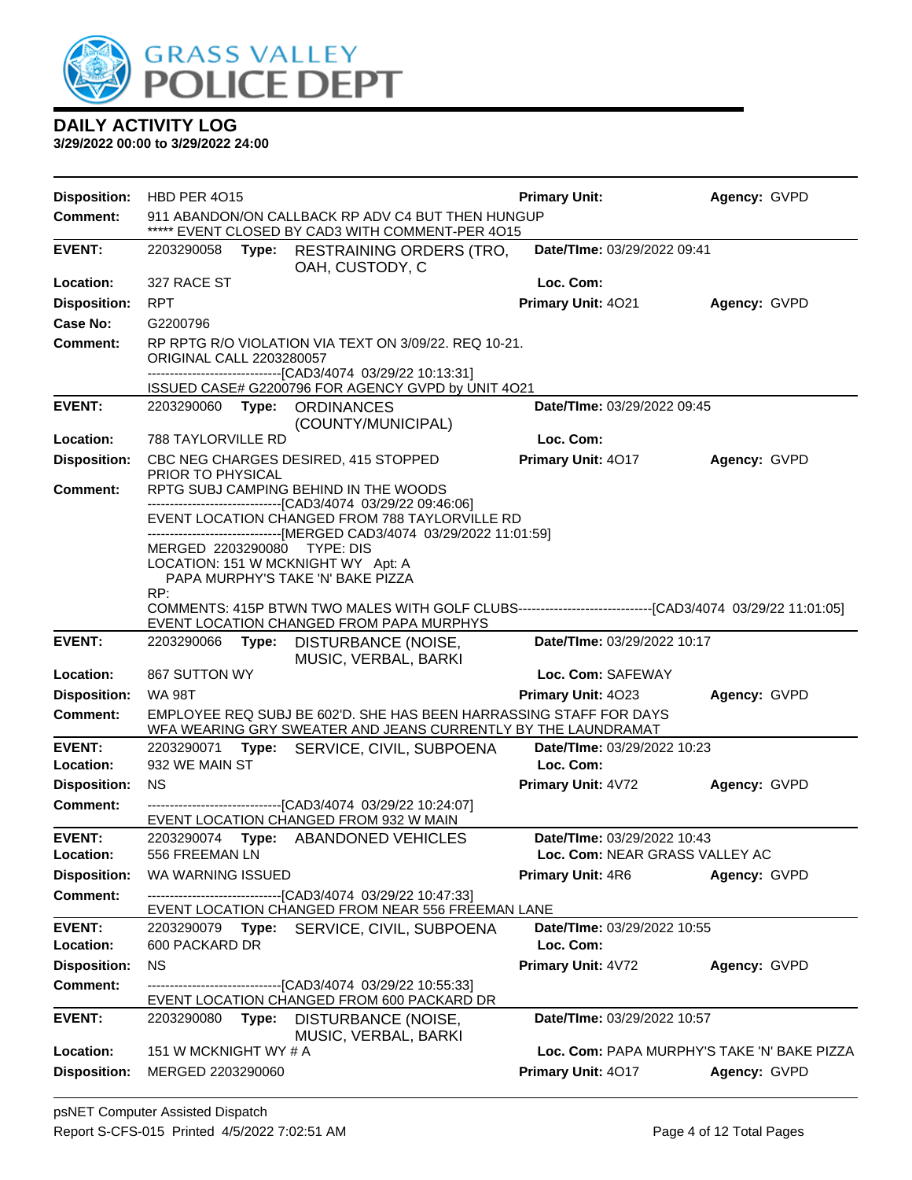# GRASS VALLEY POLICE DEPT

## DAILY ACTIVITY LOG

**3/29/2022 00:00 to 3/29/2022 24:00**

**Disposition:** HBD PER 4O15 | **Primary Unit:** | **Agency:** GVPD

**Comment:** 911 ABANDON/ON CALLBACK RP ADV C4 BUT THEN HUNGUP
***** EVENT CLOSED BY CAD3 WITH COMMENT-PER 4O15

---

**EVENT:** 2203290058 **Type:** RESTRAINING ORDERS (TRO, OAH, CUSTODY, C | **Date/TIme:** 03/29/2022 09:41

**Location:** 327 RACE ST | **Loc. Com:**

**Disposition:** RPT | **Primary Unit:** 4O21 | **Agency:** GVPD

**Case No:** G2200796

**Comment:** RP RPTG R/O VIOLATION VIA TEXT ON 3/09/22. REQ 10-21.
ORIGINAL CALL 2203280057
------------------------------[CAD3/4074 03/29/22 10:13:31]
ISSUED CASE# G2200796 FOR AGENCY GVPD by UNIT 4O21

---

**EVENT:** 2203290060 **Type:** ORDINANCES (COUNTY/MUNICIPAL) | **Date/TIme:** 03/29/2022 09:45

**Location:** 788 TAYLORVILLE RD | **Loc. Com:**

**Disposition:** CBC NEG CHARGES DESIRED, 415 STOPPED PRIOR TO PHYSICAL | **Primary Unit:** 4O17 | **Agency:** GVPD

**Comment:** RPTG SUBJ CAMPING BEHIND IN THE WOODS
------------------------------[CAD3/4074 03/29/22 09:46:06]
EVENT LOCATION CHANGED FROM 788 TAYLORVILLE RD
------------------------------[MERGED CAD3/4074 03/29/2022 11:01:59]
MERGED 2203290080 TYPE: DIS
LOCATION: 151 W MCKNIGHT WY Apt: A
PAPA MURPHY'S TAKE 'N' BAKE PIZZA
RP:
COMMENTS: 415P BTWN TWO MALES WITH GOLF CLUBS------------------------------[CAD3/4074 03/29/22 11:01:05]
EVENT LOCATION CHANGED FROM PAPA MURPHYS

---

**EVENT:** 2203290066 **Type:** DISTURBANCE (NOISE, MUSIC, VERBAL, BARKI | **Date/TIme:** 03/29/2022 10:17

**Location:** 867 SUTTON WY | **Loc. Com:** SAFEWAY

**Disposition:** WA 98T | **Primary Unit:** 4O23 | **Agency:** GVPD

**Comment:** EMPLOYEE REQ SUBJ BE 602'D. SHE HAS BEEN HARRASSING STAFF FOR DAYS
WFA WEARING GRY SWEATER AND JEANS CURRENTLY BY THE LAUNDRAMAT

---

**EVENT:** 2203290071 **Type:** SERVICE, CIVIL, SUBPOENA | **Date/TIme:** 03/29/2022 10:23

**Location:** 932 WE MAIN ST | **Loc. Com:**

**Disposition:** NS | **Primary Unit:** 4V72 | **Agency:** GVPD

**Comment:** ------------------------------[CAD3/4074 03/29/22 10:24:07]
EVENT LOCATION CHANGED FROM 932 W MAIN

---

**EVENT:** 2203290074 **Type:** ABANDONED VEHICLES | **Date/TIme:** 03/29/2022 10:43

**Location:** 556 FREEMAN LN | **Loc. Com:** NEAR GRASS VALLEY AC

**Disposition:** WA WARNING ISSUED | **Primary Unit:** 4R6 | **Agency:** GVPD

**Comment:** ------------------------------[CAD3/4074 03/29/22 10:47:33]
EVENT LOCATION CHANGED FROM NEAR 556 FREEMAN LANE

---

**EVENT:** 2203290079 **Type:** SERVICE, CIVIL, SUBPOENA | **Date/TIme:** 03/29/2022 10:55

**Location:** 600 PACKARD DR | **Loc. Com:**

**Disposition:** NS | **Primary Unit:** 4V72 | **Agency:** GVPD

**Comment:** ------------------------------[CAD3/4074 03/29/22 10:55:33]
EVENT LOCATION CHANGED FROM 600 PACKARD DR

---

**EVENT:** 2203290080 **Type:** DISTURBANCE (NOISE, MUSIC, VERBAL, BARKI | **Date/TIme:** 03/29/2022 10:57

**Location:** 151 W MCKNIGHT WY # A | **Loc. Com:** PAPA MURPHY'S TAKE 'N' BAKE PIZZA

**Disposition:** MERGED 2203290060 | **Primary Unit:** 4O17 | **Agency:** GVPD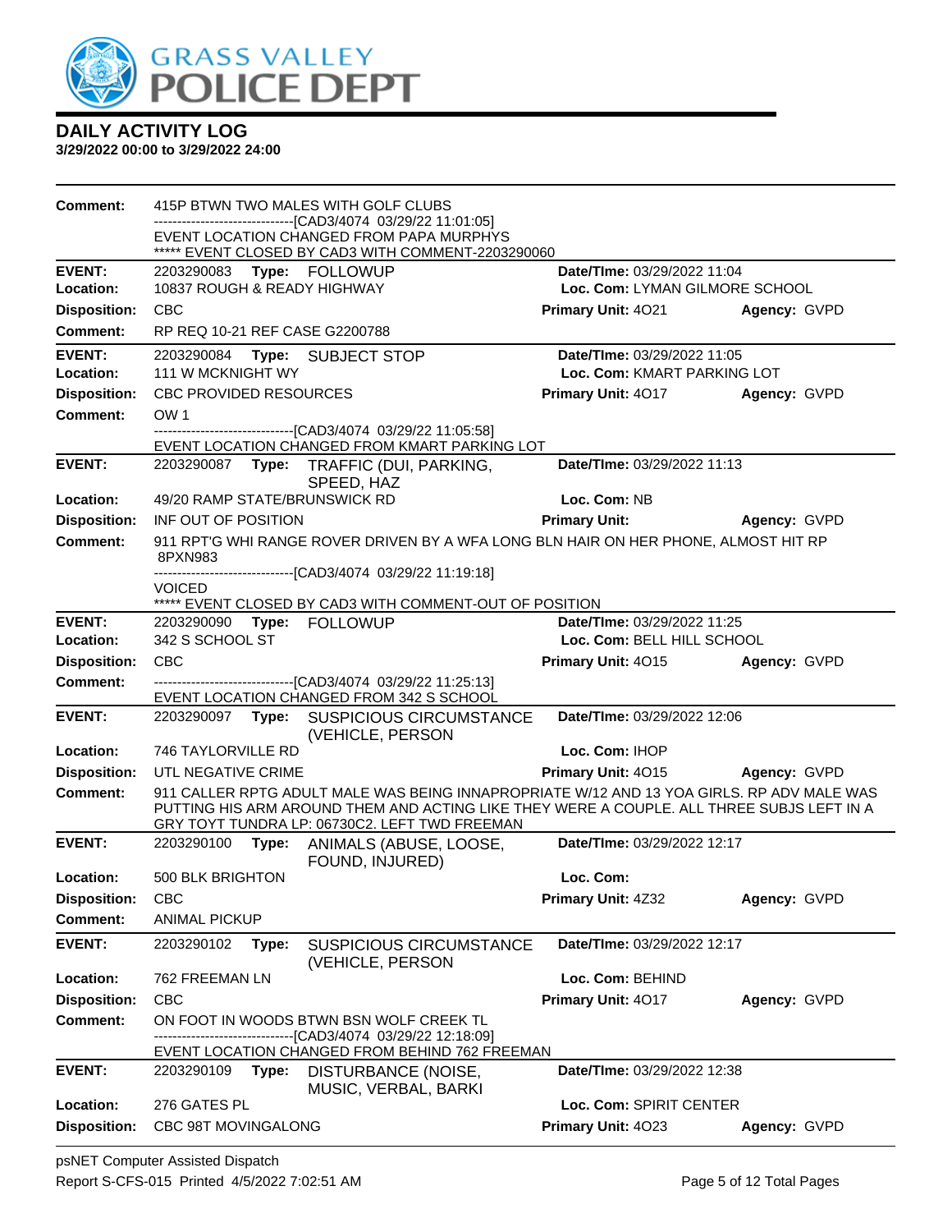# DAILY ACTIVITY LOG

**3/29/2022 00:00 to 3/29/2022 24:00**

**Comment:** 415P BTWN TWO MALES WITH GOLF CLUBS
------------------------------[CAD3/4074 03/29/22 11:01:05]
EVENT LOCATION CHANGED FROM PAPA MURPHYS
***** EVENT CLOSED BY CAD3 WITH COMMENT-2203290060

---

**EVENT:** 2203290083 **Type:** FOLLOWUP **Date/TIme:** 03/29/2022 11:04
**Location:** 10837 ROUGH & READY HIGHWAY **Loc. Com:** LYMAN GILMORE SCHOOL
**Disposition:** CBC **Primary Unit:** 4O21 **Agency:** GVPD
**Comment:** RP REQ 10-21 REF CASE G2200788

---

**EVENT:** 2203290084 **Type:** SUBJECT STOP **Date/TIme:** 03/29/2022 11:05
**Location:** 111 W MCKNIGHT WY **Loc. Com:** KMART PARKING LOT
**Disposition:** CBC PROVIDED RESOURCES **Primary Unit:** 4O17 **Agency:** GVPD
**Comment:** OW 1
------------------------------[CAD3/4074 03/29/22 11:05:58]
EVENT LOCATION CHANGED FROM KMART PARKING LOT

---

**EVENT:** 2203290087 **Type:** TRAFFIC (DUI, PARKING, SPEED, HAZ **Date/TIme:** 03/29/2022 11:13
**Location:** 49/20 RAMP STATE/BRUNSWICK RD **Loc. Com:** NB
**Disposition:** INF OUT OF POSITION **Primary Unit:** **Agency:** GVPD
**Comment:** 911 RPT'G WHI RANGE ROVER DRIVEN BY A WFA LONG BLN HAIR ON HER PHONE, ALMOST HIT RP 8PXN983
------------------------------[CAD3/4074 03/29/22 11:19:18]
VOICED
***** EVENT CLOSED BY CAD3 WITH COMMENT-OUT OF POSITION

---

**EVENT:** 2203290090 **Type:** FOLLOWUP **Date/TIme:** 03/29/2022 11:25
**Location:** 342 S SCHOOL ST **Loc. Com:** BELL HILL SCHOOL
**Disposition:** CBC **Primary Unit:** 4O15 **Agency:** GVPD
**Comment:** ------------------------------[CAD3/4074 03/29/22 11:25:13]
EVENT LOCATION CHANGED FROM 342 S SCHOOL

---

**EVENT:** 2203290097 **Type:** SUSPICIOUS CIRCUMSTANCE (VEHICLE, PERSON **Date/TIme:** 03/29/2022 12:06
**Location:** 746 TAYLORVILLE RD **Loc. Com:** IHOP
**Disposition:** UTL NEGATIVE CRIME **Primary Unit:** 4O15 **Agency:** GVPD
**Comment:** 911 CALLER RPTG ADULT MALE WAS BEING INNAPROPRIATE W/12 AND 13 YOA GIRLS. RP ADV MALE WAS PUTTING HIS ARM AROUND THEM AND ACTING LIKE THEY WERE A COUPLE. ALL THREE SUBJS LEFT IN A GRY TOYT TUNDRA LP: 06730C2. LEFT TWD FREEMAN

---

**EVENT:** 2203290100 **Type:** ANIMALS (ABUSE, LOOSE, FOUND, INJURED) **Date/TIme:** 03/29/2022 12:17
**Location:** 500 BLK BRIGHTON **Loc. Com:**
**Disposition:** CBC **Primary Unit:** 4Z32 **Agency:** GVPD
**Comment:** ANIMAL PICKUP

---

**EVENT:** 2203290102 **Type:** SUSPICIOUS CIRCUMSTANCE (VEHICLE, PERSON **Date/TIme:** 03/29/2022 12:17
**Location:** 762 FREEMAN LN **Loc. Com:** BEHIND
**Disposition:** CBC **Primary Unit:** 4O17 **Agency:** GVPD
**Comment:** ON FOOT IN WOODS BTWN BSN WOLF CREEK TL
------------------------------[CAD3/4074 03/29/22 12:18:09]
EVENT LOCATION CHANGED FROM BEHIND 762 FREEMAN

---

**EVENT:** 2203290109 **Type:** DISTURBANCE (NOISE, MUSIC, VERBAL, BARKI **Date/TIme:** 03/29/2022 12:38
**Location:** 276 GATES PL **Loc. Com:** SPIRIT CENTER
**Disposition:** CBC 98T MOVINGALONG **Primary Unit:** 4O23 **Agency:** GVPD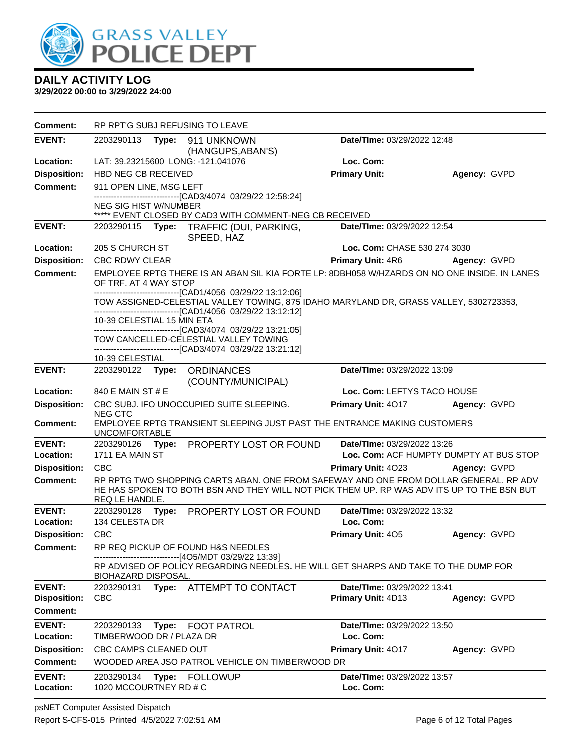# GRASS VALLEY POLICE DEPT

## DAILY ACTIVITY LOG

**3/29/2022 00:00 to 3/29/2022 24:00**

**Comment:** RP RPT'G SUBJ REFUSING TO LEAVE

---

**EVENT:** 2203290113 **Type:** 911 UNKNOWN (HANGUPS,ABAN'S) **Date/TIme:** 03/29/2022 12:48
**Location:** LAT: 39.23215600 LONG: -121.041076 **Loc. Com:**
**Disposition:** HBD NEG CB RECEIVED **Primary Unit:** **Agency:** GVPD
**Comment:** 911 OPEN LINE, MSG LEFT
------------------------------[CAD3/4074 03/29/22 12:58:24]
NEG SIG HIST W/NUMBER
***** EVENT CLOSED BY CAD3 WITH COMMENT-NEG CB RECEIVED

---

**EVENT:** 2203290115 **Type:** TRAFFIC (DUI, PARKING, SPEED, HAZ **Date/TIme:** 03/29/2022 12:54
**Location:** 205 S CHURCH ST **Loc. Com:** CHASE 530 274 3030
**Disposition:** CBC RDWY CLEAR **Primary Unit:** 4R6 **Agency:** GVPD
**Comment:** EMPLOYEE RPTG THERE IS AN ABAN SIL KIA FORTE LP: 8DBH058 W/HAZRDS ON NO ONE INSIDE. IN LANES OF TRF. AT 4 WAY STOP
------------------------------[CAD1/4056 03/29/22 13:12:06]
TOW ASSIGNED-CELESTIAL VALLEY TOWING, 875 IDAHO MARYLAND DR, GRASS VALLEY, 5302723353,
------------------------------[CAD1/4056 03/29/22 13:12:12]
10-39 CELESTIAL 15 MIN ETA
------------------------------[CAD3/4074 03/29/22 13:21:05]
TOW CANCELLED-CELESTIAL VALLEY TOWING
------------------------------[CAD3/4074 03/29/22 13:21:12]
10-39 CELESTIAL

---

**EVENT:** 2203290122 **Type:** ORDINANCES (COUNTY/MUNICIPAL) **Date/TIme:** 03/29/2022 13:09
**Location:** 840 E MAIN ST # E **Loc. Com:** LEFTYS TACO HOUSE
**Disposition:** CBC SUBJ. IFO UNOCCUPIED SUITE SLEEPING. NEG CTC **Primary Unit:** 4O17 **Agency:** GVPD
**Comment:** EMPLOYEE RPTG TRANSIENT SLEEPING JUST PAST THE ENTRANCE MAKING CUSTOMERS UNCOMFORTABLE

---

**EVENT:** 2203290126 **Type:** PROPERTY LOST OR FOUND **Date/TIme:** 03/29/2022 13:26
**Location:** 1711 EA MAIN ST **Loc. Com:** ACF HUMPTY DUMPTY AT BUS STOP
**Disposition:** CBC **Primary Unit:** 4O23 **Agency:** GVPD
**Comment:** RP RPTG TWO SHOPPING CARTS ABAN. ONE FROM SAFEWAY AND ONE FROM DOLLAR GENERAL. RP ADV HE HAS SPOKEN TO BOTH BSN AND THEY WILL NOT PICK THEM UP. RP WAS ADV ITS UP TO THE BSN BUT REQ LE HANDLE.

---

**EVENT:** 2203290128 **Type:** PROPERTY LOST OR FOUND **Date/TIme:** 03/29/2022 13:32
**Location:** 134 CELESTA DR **Loc. Com:**
**Disposition:** CBC **Primary Unit:** 4O5 **Agency:** GVPD
**Comment:** RP REQ PICKUP OF FOUND H&S NEEDLES
------------------------------[4O5/MDT 03/29/22 13:39]
RP ADVISED OF POLICY REGARDING NEEDLES. HE WILL GET SHARPS AND TAKE TO THE DUMP FOR BIOHAZARD DISPOSAL.

---

**EVENT:** 2203290131 **Type:** ATTEMPT TO CONTACT **Date/TIme:** 03/29/2022 13:41
**Disposition:** CBC **Primary Unit:** 4D13 **Agency:** GVPD
**Comment:**

---

**EVENT:** 2203290133 **Type:** FOOT PATROL **Date/TIme:** 03/29/2022 13:50
**Location:** TIMBERWOOD DR / PLAZA DR **Loc. Com:**
**Disposition:** CBC CAMPS CLEANED OUT **Primary Unit:** 4O17 **Agency:** GVPD
**Comment:** WOODED AREA JSO PATROL VEHICLE ON TIMBERWOOD DR

---

**EVENT:** 2203290134 **Type:** FOLLOWUP **Date/TIme:** 03/29/2022 13:57
**Location:** 1020 MCCOURTNEY RD # C **Loc. Com:**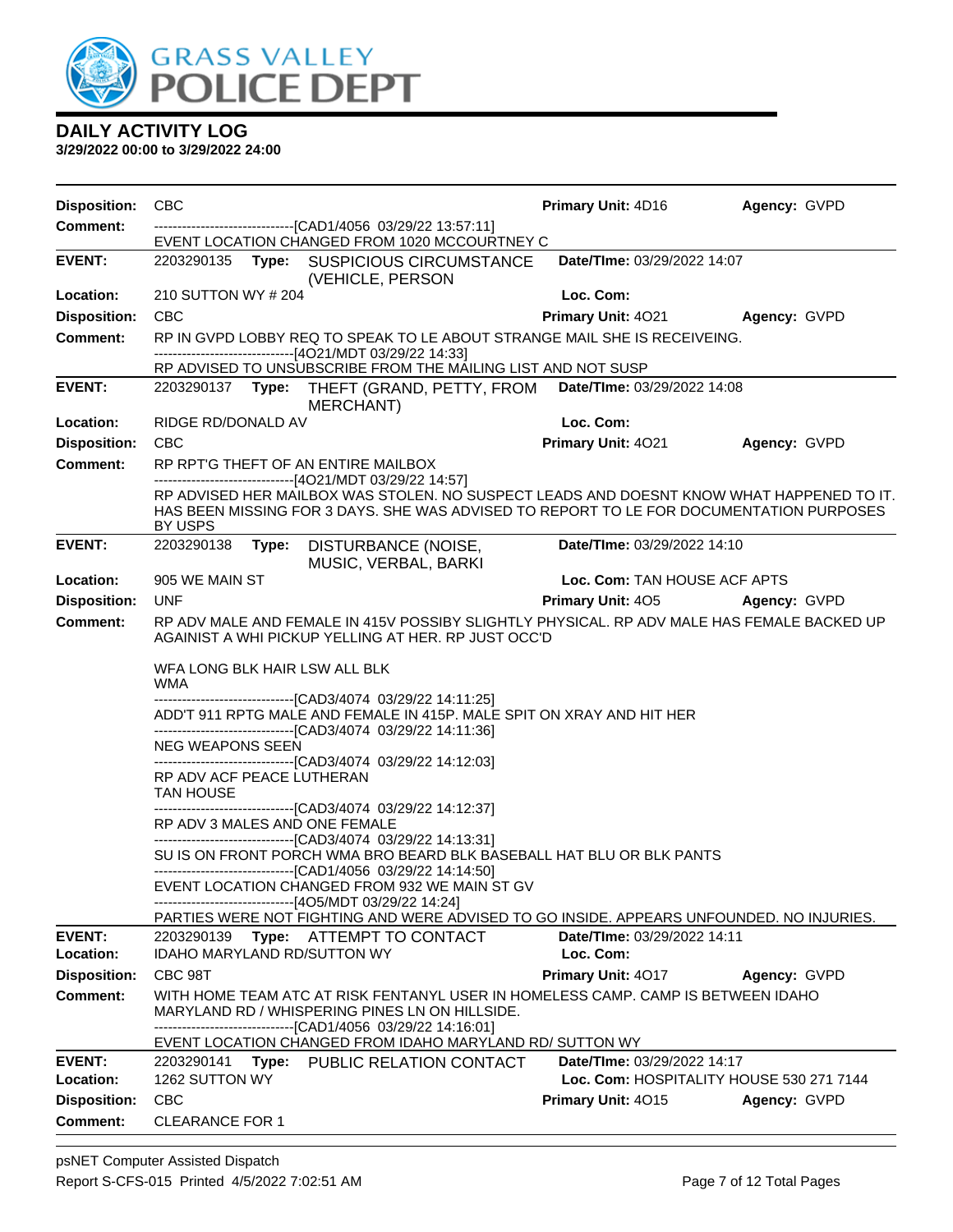# GRASS VALLEY POLICE DEPT

## DAILY ACTIVITY LOG

**3/29/2022 00:00 to 3/29/2022 24:00**

**Disposition:** CBC **Primary Unit:** 4D16 **Agency:** GVPD

**Comment:** ------------------------------[CAD1/4056 03/29/22 13:57:11]
EVENT LOCATION CHANGED FROM 1020 MCCOURTNEY C

---

**EVENT:** 2203290135 **Type:** SUSPICIOUS CIRCUMSTANCE (VEHICLE, PERSON **Date/TIme:** 03/29/2022 14:07

**Location:** 210 SUTTON WY # 204 **Loc. Com:**

**Disposition:** CBC **Primary Unit:** 4O21 **Agency:** GVPD

**Comment:** RP IN GVPD LOBBY REQ TO SPEAK TO LE ABOUT STRANGE MAIL SHE IS RECEIVEING.
------------------------------[4O21/MDT 03/29/22 14:33]
RP ADVISED TO UNSUBSCRIBE FROM THE MAILING LIST AND NOT SUSP

---

**EVENT:** 2203290137 **Type:** THEFT (GRAND, PETTY, FROM MERCHANT) **Date/TIme:** 03/29/2022 14:08

**Location:** RIDGE RD/DONALD AV **Loc. Com:**

**Disposition:** CBC **Primary Unit:** 4O21 **Agency:** GVPD

**Comment:** RP RPT'G THEFT OF AN ENTIRE MAILBOX
------------------------------[4O21/MDT 03/29/22 14:57]
RP ADVISED HER MAILBOX WAS STOLEN. NO SUSPECT LEADS AND DOESNT KNOW WHAT HAPPENED TO IT. HAS BEEN MISSING FOR 3 DAYS. SHE WAS ADVISED TO REPORT TO LE FOR DOCUMENTATION PURPOSES BY USPS

---

**EVENT:** 2203290138 **Type:** DISTURBANCE (NOISE, MUSIC, VERBAL, BARKI **Date/TIme:** 03/29/2022 14:10

**Location:** 905 WE MAIN ST **Loc. Com:** TAN HOUSE ACF APTS

**Disposition:** UNF **Primary Unit:** 4O5 **Agency:** GVPD

**Comment:** RP ADV MALE AND FEMALE IN 415V POSSIBY SLIGHTLY PHYSICAL. RP ADV MALE HAS FEMALE BACKED UP AGAINIST A WHI PICKUP YELLING AT HER. RP JUST OCC'D

WFA LONG BLK HAIR LSW ALL BLK
WMA
------------------------------[CAD3/4074 03/29/22 14:11:25]
ADD'T 911 RPTG MALE AND FEMALE IN 415P. MALE SPIT ON XRAY AND HIT HER
------------------------------[CAD3/4074 03/29/22 14:11:36]
NEG WEAPONS SEEN
------------------------------[CAD3/4074 03/29/22 14:12:03]
RP ADV ACF PEACE LUTHERAN
TAN HOUSE
------------------------------[CAD3/4074 03/29/22 14:12:37]
RP ADV 3 MALES AND ONE FEMALE
------------------------------[CAD3/4074 03/29/22 14:13:31]
SU IS ON FRONT PORCH WMA BRO BEARD BLK BASEBALL HAT BLU OR BLK PANTS
------------------------------[CAD1/4056 03/29/22 14:14:50]
EVENT LOCATION CHANGED FROM 932 WE MAIN ST GV
------------------------------[4O5/MDT 03/29/22 14:24]
PARTIES WERE NOT FIGHTING AND WERE ADVISED TO GO INSIDE. APPEARS UNFOUNDED. NO INJURIES.

---

**EVENT:** 2203290139 **Type:** ATTEMPT TO CONTACT **Date/TIme:** 03/29/2022 14:11

**Location:** IDAHO MARYLAND RD/SUTTON WY **Loc. Com:**

**Disposition:** CBC 98T **Primary Unit:** 4O17 **Agency:** GVPD

**Comment:** WITH HOME TEAM ATC AT RISK FENTANYL USER IN HOMELESS CAMP. CAMP IS BETWEEN IDAHO MARYLAND RD / WHISPERING PINES LN ON HILLSIDE.
------------------------------[CAD1/4056 03/29/22 14:16:01]
EVENT LOCATION CHANGED FROM IDAHO MARYLAND RD/ SUTTON WY

---

**EVENT:** 2203290141 **Type:** PUBLIC RELATION CONTACT **Date/TIme:** 03/29/2022 14:17

**Location:** 1262 SUTTON WY **Loc. Com:** HOSPITALITY HOUSE 530 271 7144

**Disposition:** CBC **Primary Unit:** 4O15 **Agency:** GVPD

**Comment:** CLEARANCE FOR 1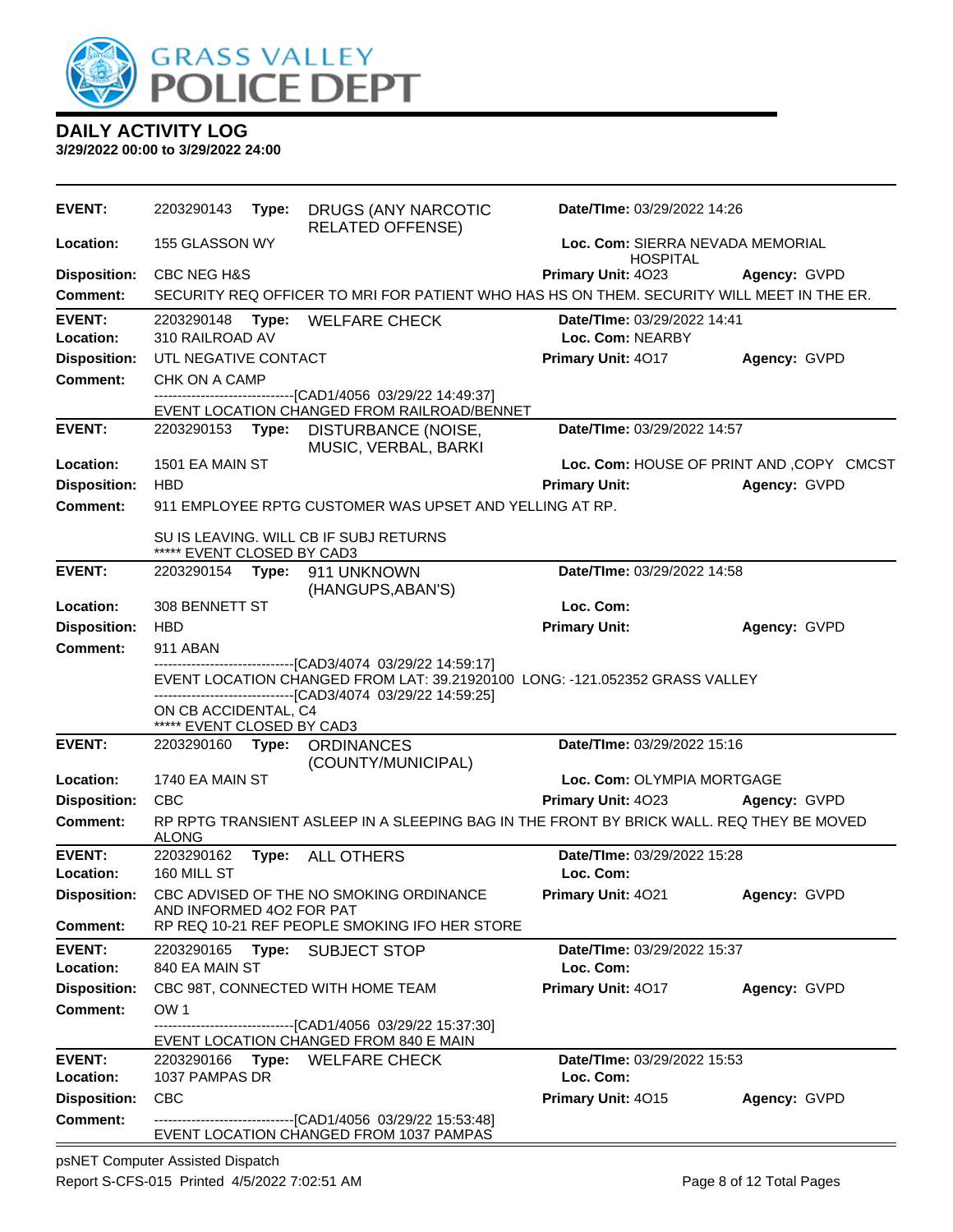# DAILY ACTIVITY LOG

**3/29/2022 00:00 to 3/29/2022 24:00**

---

**EVENT:** 2203290143 **Type:** DRUGS (ANY NARCOTIC RELATED OFFENSE) **Date/TIme:** 03/29/2022 14:26
**Location:** 155 GLASSON WY **Loc. Com:** SIERRA NEVADA MEMORIAL HOSPITAL
**Disposition:** CBC NEG H&S **Primary Unit:** 4O23 **Agency:** GVPD
**Comment:** SECURITY REQ OFFICER TO MRI FOR PATIENT WHO HAS HS ON THEM. SECURITY WILL MEET IN THE ER.

---

**EVENT:** 2203290148 **Type:** WELFARE CHECK **Date/TIme:** 03/29/2022 14:41
**Location:** 310 RAILROAD AV **Loc. Com:** NEARBY
**Disposition:** UTL NEGATIVE CONTACT **Primary Unit:** 4O17 **Agency:** GVPD
**Comment:** CHK ON A CAMP

------------------------------[CAD1/4056 03/29/22 14:49:37]
EVENT LOCATION CHANGED FROM RAILROAD/BENNET

---

**EVENT:** 2203290153 **Type:** DISTURBANCE (NOISE, MUSIC, VERBAL, BARKI **Date/TIme:** 03/29/2022 14:57
**Location:** 1501 EA MAIN ST **Loc. Com:** HOUSE OF PRINT AND ,COPY CMCST
**Disposition:** HBD **Primary Unit:** **Agency:** GVPD
**Comment:** 911 EMPLOYEE RPTG CUSTOMER WAS UPSET AND YELLING AT RP.

SU IS LEAVING. WILL CB IF SUBJ RETURNS
***** EVENT CLOSED BY CAD3

---

**EVENT:** 2203290154 **Type:** 911 UNKNOWN (HANGUPS,ABAN'S) **Date/TIme:** 03/29/2022 14:58
**Location:** 308 BENNETT ST **Loc. Com:**
**Disposition:** HBD **Primary Unit:** **Agency:** GVPD
**Comment:** 911 ABAN

------------------------------[CAD3/4074 03/29/22 14:59:17]
EVENT LOCATION CHANGED FROM LAT: 39.21920100 LONG: -121.052352 GRASS VALLEY
------------------------------[CAD3/4074 03/29/22 14:59:25]
ON CB ACCIDENTAL, C4
***** EVENT CLOSED BY CAD3

---

**EVENT:** 2203290160 **Type:** ORDINANCES (COUNTY/MUNICIPAL) **Date/TIme:** 03/29/2022 15:16
**Location:** 1740 EA MAIN ST **Loc. Com:** OLYMPIA MORTGAGE
**Disposition:** CBC **Primary Unit:** 4O23 **Agency:** GVPD
**Comment:** RP RPTG TRANSIENT ASLEEP IN A SLEEPING BAG IN THE FRONT BY BRICK WALL. REQ THEY BE MOVED ALONG

---

**EVENT:** 2203290162 **Type:** ALL OTHERS **Date/TIme:** 03/29/2022 15:28
**Location:** 160 MILL ST **Loc. Com:**
**Disposition:** CBC ADVISED OF THE NO SMOKING ORDINANCE AND INFORMED 4O2 FOR PAT **Primary Unit:** 4O21 **Agency:** GVPD
**Comment:** RP REQ 10-21 REF PEOPLE SMOKING IFO HER STORE

---

**EVENT:** 2203290165 **Type:** SUBJECT STOP **Date/TIme:** 03/29/2022 15:37
**Location:** 840 EA MAIN ST **Loc. Com:**
**Disposition:** CBC 98T, CONNECTED WITH HOME TEAM **Primary Unit:** 4O17 **Agency:** GVPD
**Comment:** OW 1

------------------------------[CAD1/4056 03/29/22 15:37:30]
EVENT LOCATION CHANGED FROM 840 E MAIN

---

**EVENT:** 2203290166 **Type:** WELFARE CHECK **Date/TIme:** 03/29/2022 15:53
**Location:** 1037 PAMPAS DR **Loc. Com:**
**Disposition:** CBC **Primary Unit:** 4O15 **Agency:** GVPD
**Comment:** ------------------------------[CAD1/4056 03/29/22 15:53:48]
EVENT LOCATION CHANGED FROM 1037 PAMPAS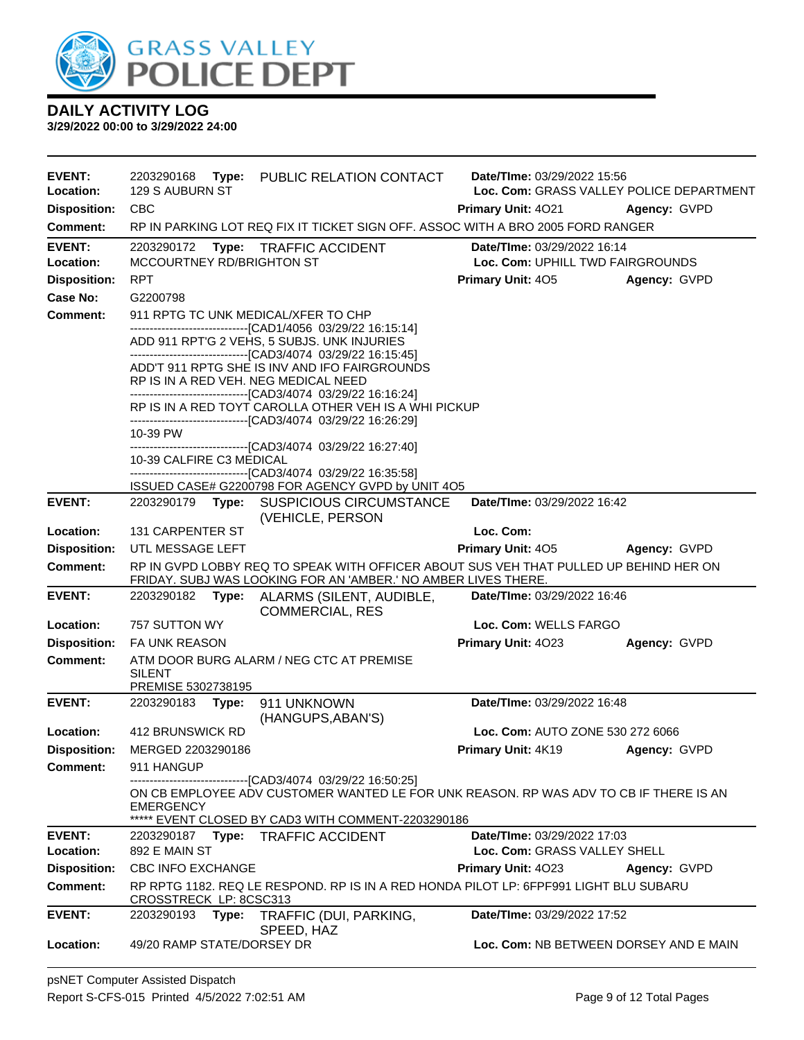# GRASS VALLEY POLICE DEPT

## DAILY ACTIVITY LOG

**3/29/2022 00:00 to 3/29/2022 24:00**

---

**EVENT:** 2203290168 **Type:** PUBLIC RELATION CONTACT **Date/TIme:** 03/29/2022 15:56
**Location:** 129 S AUBURN ST **Loc. Com:** GRASS VALLEY POLICE DEPARTMENT
**Disposition:** CBC **Primary Unit:** 4O21 **Agency:** GVPD
**Comment:** RP IN PARKING LOT REQ FIX IT TICKET SIGN OFF. ASSOC WITH A BRO 2005 FORD RANGER

---

**EVENT:** 2203290172 **Type:** TRAFFIC ACCIDENT **Date/TIme:** 03/29/2022 16:14
**Location:** MCCOURTNEY RD/BRIGHTON ST **Loc. Com:** UPHILL TWD FAIRGROUNDS
**Disposition:** RPT **Primary Unit:** 4O5 **Agency:** GVPD
**Case No:** G2200798
**Comment:** 911 RPTG TC UNK MEDICAL/XFER TO CHP

------------------------------[CAD1/4056 03/29/22 16:15:14]
ADD 911 RPT'G 2 VEHS, 5 SUBJS. UNK INJURIES
------------------------------[CAD3/4074 03/29/22 16:15:45]
ADD'T 911 RPTG SHE IS INV AND IFO FAIRGROUNDS
RP IS IN A RED VEH. NEG MEDICAL NEED
------------------------------[CAD3/4074 03/29/22 16:16:24]
RP IS IN A RED TOYT CAROLLA OTHER VEH IS A WHI PICKUP
------------------------------[CAD3/4074 03/29/22 16:26:29]
10-39 PW
------------------------------[CAD3/4074 03/29/22 16:27:40]
10-39 CALFIRE C3 MEDICAL
------------------------------[CAD3/4074 03/29/22 16:35:58]
ISSUED CASE# G2200798 FOR AGENCY GVPD by UNIT 4O5

---

**EVENT:** 2203290179 **Type:** SUSPICIOUS CIRCUMSTANCE (VEHICLE, PERSON **Date/TIme:** 03/29/2022 16:42
**Location:** 131 CARPENTER ST **Loc. Com:**
**Disposition:** UTL MESSAGE LEFT **Primary Unit:** 4O5 **Agency:** GVPD
**Comment:** RP IN GVPD LOBBY REQ TO SPEAK WITH OFFICER ABOUT SUS VEH THAT PULLED UP BEHIND HER ON FRIDAY. SUBJ WAS LOOKING FOR AN 'AMBER.' NO AMBER LIVES THERE.

---

**EVENT:** 2203290182 **Type:** ALARMS (SILENT, AUDIBLE, COMMERCIAL, RES **Date/TIme:** 03/29/2022 16:46
**Location:** 757 SUTTON WY **Loc. Com:** WELLS FARGO
**Disposition:** FA UNK REASON **Primary Unit:** 4O23 **Agency:** GVPD
**Comment:** ATM DOOR BURG ALARM / NEG CTC AT PREMISE
SILENT
PREMISE 5302738195

---

**EVENT:** 2203290183 **Type:** 911 UNKNOWN (HANGUPS,ABAN'S) **Date/TIme:** 03/29/2022 16:48
**Location:** 412 BRUNSWICK RD **Loc. Com:** AUTO ZONE 530 272 6066
**Disposition:** MERGED 2203290186 **Primary Unit:** 4K19 **Agency:** GVPD
**Comment:** 911 HANGUP

------------------------------[CAD3/4074 03/29/22 16:50:25]
ON CB EMPLOYEE ADV CUSTOMER WANTED LE FOR UNK REASON. RP WAS ADV TO CB IF THERE IS AN EMERGENCY
***** EVENT CLOSED BY CAD3 WITH COMMENT-2203290186

---

**EVENT:** 2203290187 **Type:** TRAFFIC ACCIDENT **Date/TIme:** 03/29/2022 17:03
**Location:** 892 E MAIN ST **Loc. Com:** GRASS VALLEY SHELL
**Disposition:** CBC INFO EXCHANGE **Primary Unit:** 4O23 **Agency:** GVPD
**Comment:** RP RPTG 1182. REQ LE RESPOND. RP IS IN A RED HONDA PILOT LP: 6FPF991 LIGHT BLU SUBARU CROSSTRECK LP: 8CSC313

---

**EVENT:** 2203290193 **Type:** TRAFFIC (DUI, PARKING, SPEED, HAZ **Date/TIme:** 03/29/2022 17:52
**Location:** 49/20 RAMP STATE/DORSEY DR **Loc. Com:** NB BETWEEN DORSEY AND E MAIN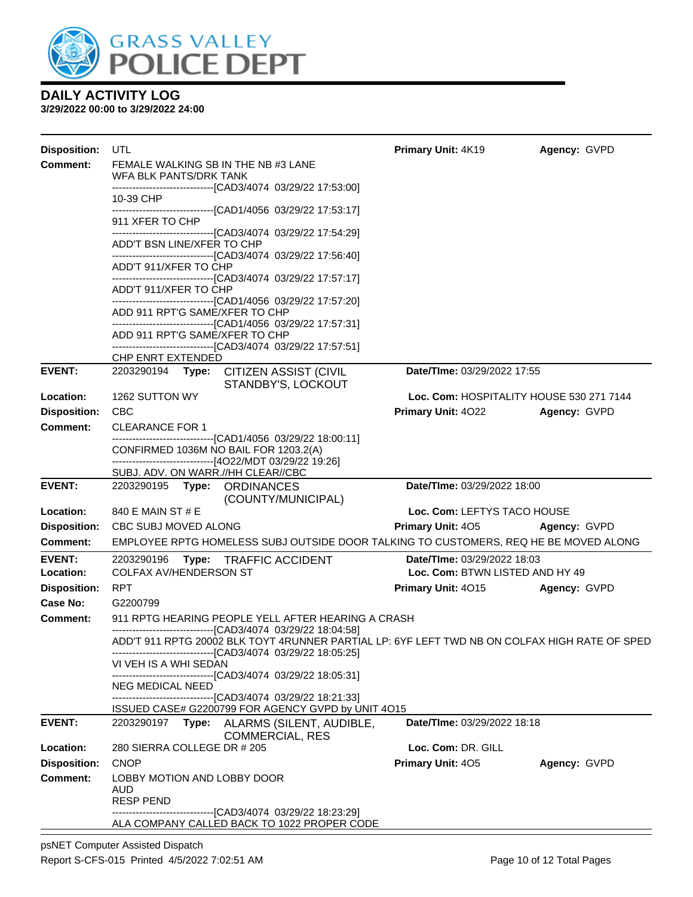# GRASS VALLEY POLICE DEPT

## DAILY ACTIVITY LOG

**3/29/2022 00:00 to 3/29/2022 24:00**

**Disposition:** UTL | **Primary Unit:** 4K19 | **Agency:** GVPD

**Comment:** FEMALE WALKING SB IN THE NB #3 LANE
WFA BLK PANTS/DRK TANK
------------------------------[CAD3/4074 03/29/22 17:53:00]
10-39 CHP
------------------------------[CAD1/4056 03/29/22 17:53:17]
911 XFER TO CHP
------------------------------[CAD3/4074 03/29/22 17:54:29]
ADD'T BSN LINE/XFER TO CHP
------------------------------[CAD3/4074 03/29/22 17:56:40]
ADD'T 911/XFER TO CHP
------------------------------[CAD3/4074 03/29/22 17:57:17]
ADD'T 911/XFER TO CHP
------------------------------[CAD1/4056 03/29/22 17:57:20]
ADD 911 RPT'G SAME/XFER TO CHP
------------------------------[CAD1/4056 03/29/22 17:57:31]
ADD 911 RPT'G SAME/XFER TO CHP
------------------------------[CAD3/4074 03/29/22 17:57:51]
CHP ENRT EXTENDED

---

**EVENT:** 2203290194 **Type:** CITIZEN ASSIST (CIVIL STANDBY'S, LOCKOUT | **Date/TIme:** 03/29/2022 17:55

**Location:** 1262 SUTTON WY | **Loc. Com:** HOSPITALITY HOUSE 530 271 7144

**Disposition:** CBC | **Primary Unit:** 4O22 | **Agency:** GVPD

**Comment:** CLEARANCE FOR 1
------------------------------[CAD1/4056 03/29/22 18:00:11]
CONFIRMED 1036M NO BAIL FOR 1203.2(A)
------------------------------[4O22/MDT 03/29/22 19:26]
SUBJ. ADV. ON WARR.//HH CLEAR//CBC

---

**EVENT:** 2203290195 **Type:** ORDINANCES (COUNTY/MUNICIPAL) | **Date/TIme:** 03/29/2022 18:00

**Location:** 840 E MAIN ST # E | **Loc. Com:** LEFTYS TACO HOUSE

**Disposition:** CBC SUBJ MOVED ALONG | **Primary Unit:** 4O5 | **Agency:** GVPD

**Comment:** EMPLOYEE RPTG HOMELESS SUBJ OUTSIDE DOOR TALKING TO CUSTOMERS, REQ HE BE MOVED ALONG

---

**EVENT:** 2203290196 **Type:** TRAFFIC ACCIDENT | **Date/TIme:** 03/29/2022 18:03

**Location:** COLFAX AV/HENDERSON ST | **Loc. Com:** BTWN LISTED AND HY 49

**Disposition:** RPT | **Primary Unit:** 4O15 | **Agency:** GVPD

**Case No:** G2200799

**Comment:** 911 RPTG HEARING PEOPLE YELL AFTER HEARING A CRASH
------------------------------[CAD3/4074 03/29/22 18:04:58]
ADD'T 911 RPTG 20002 BLK TOYT 4RUNNER PARTIAL LP: 6YF LEFT TWD NB ON COLFAX HIGH RATE OF SPED
------------------------------[CAD3/4074 03/29/22 18:05:25]
VI VEH IS A WHI SEDAN
------------------------------[CAD3/4074 03/29/22 18:05:31]
NEG MEDICAL NEED
------------------------------[CAD3/4074 03/29/22 18:21:33]
ISSUED CASE# G2200799 FOR AGENCY GVPD by UNIT 4O15

---

**EVENT:** 2203290197 **Type:** ALARMS (SILENT, AUDIBLE, COMMERCIAL, RES | **Date/TIme:** 03/29/2022 18:18

**Location:** 280 SIERRA COLLEGE DR # 205 | **Loc. Com:** DR. GILL

**Disposition:** CNOP | **Primary Unit:** 4O5 | **Agency:** GVPD

**Comment:** LOBBY MOTION AND LOBBY DOOR
AUD
RESP PEND
------------------------------[CAD3/4074 03/29/22 18:23:29]
ALA COMPANY CALLED BACK TO 1022 PROPER CODE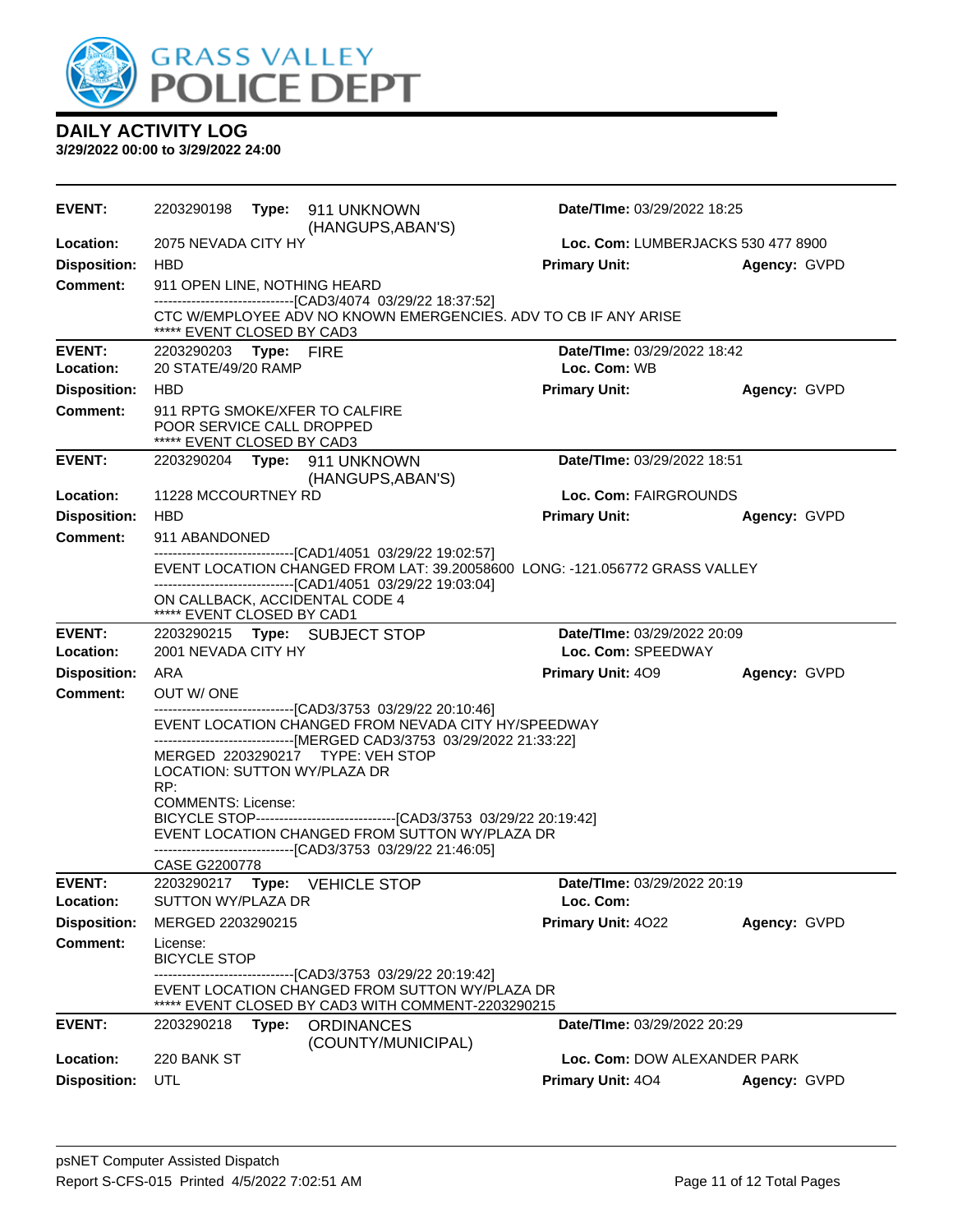GRASS VALLEY POLICE DEPT

# DAILY ACTIVITY LOG

**3/29/2022 00:00 to 3/29/2022 24:00**

---

**EVENT:** 2203290198 **Type:** 911 UNKNOWN (HANGUPS,ABAN'S) **Date/TIme:** 03/29/2022 18:25
**Location:** 2075 NEVADA CITY HY **Loc. Com:** LUMBERJACKS 530 477 8900
**Disposition:** HBD **Primary Unit:** **Agency:** GVPD
**Comment:** 911 OPEN LINE, NOTHING HEARD
------------------------------[CAD3/4074 03/29/22 18:37:52]
CTC W/EMPLOYEE ADV NO KNOWN EMERGENCIES. ADV TO CB IF ANY ARISE
***** EVENT CLOSED BY CAD3

---

**EVENT:** 2203290203 **Type:** FIRE **Date/TIme:** 03/29/2022 18:42
**Location:** 20 STATE/49/20 RAMP **Loc. Com:** WB
**Disposition:** HBD **Primary Unit:** **Agency:** GVPD
**Comment:** 911 RPTG SMOKE/XFER TO CALFIRE
POOR SERVICE CALL DROPPED
***** EVENT CLOSED BY CAD3

---

**EVENT:** 2203290204 **Type:** 911 UNKNOWN (HANGUPS,ABAN'S) **Date/TIme:** 03/29/2022 18:51
**Location:** 11228 MCCOURTNEY RD **Loc. Com:** FAIRGROUNDS
**Disposition:** HBD **Primary Unit:** **Agency:** GVPD
**Comment:** 911 ABANDONED
------------------------------[CAD1/4051 03/29/22 19:02:57]
EVENT LOCATION CHANGED FROM LAT: 39.20058600 LONG: -121.056772 GRASS VALLEY
------------------------------[CAD1/4051 03/29/22 19:03:04]
ON CALLBACK, ACCIDENTAL CODE 4
***** EVENT CLOSED BY CAD1

---

**EVENT:** 2203290215 **Type:** SUBJECT STOP **Date/TIme:** 03/29/2022 20:09
**Location:** 2001 NEVADA CITY HY **Loc. Com:** SPEEDWAY
**Disposition:** ARA **Primary Unit:** 4O9 **Agency:** GVPD
**Comment:** OUT W/ ONE
------------------------------[CAD3/3753 03/29/22 20:10:46]
EVENT LOCATION CHANGED FROM NEVADA CITY HY/SPEEDWAY
------------------------------[MERGED CAD3/3753 03/29/2022 21:33:22]
MERGED 2203290217 TYPE: VEH STOP
LOCATION: SUTTON WY/PLAZA DR
RP:
COMMENTS: License:
BICYCLE STOP------------------------------[CAD3/3753 03/29/22 20:19:42]
EVENT LOCATION CHANGED FROM SUTTON WY/PLAZA DR
------------------------------[CAD3/3753 03/29/22 21:46:05]
CASE G2200778

---

**EVENT:** 2203290217 **Type:** VEHICLE STOP **Date/TIme:** 03/29/2022 20:19
**Location:** SUTTON WY/PLAZA DR **Loc. Com:**
**Disposition:** MERGED 2203290215 **Primary Unit:** 4O22 **Agency:** GVPD
**Comment:** License:
BICYCLE STOP
------------------------------[CAD3/3753 03/29/22 20:19:42]
EVENT LOCATION CHANGED FROM SUTTON WY/PLAZA DR
***** EVENT CLOSED BY CAD3 WITH COMMENT-2203290215

---

**EVENT:** 2203290218 **Type:** ORDINANCES (COUNTY/MUNICIPAL) **Date/TIme:** 03/29/2022 20:29
**Location:** 220 BANK ST **Loc. Com:** DOW ALEXANDER PARK
**Disposition:** UTL **Primary Unit:** 4O4 **Agency:** GVPD

---

psNET Computer Assisted Dispatch
Report S-CFS-015 Printed 4/5/2022 7:02:51 AM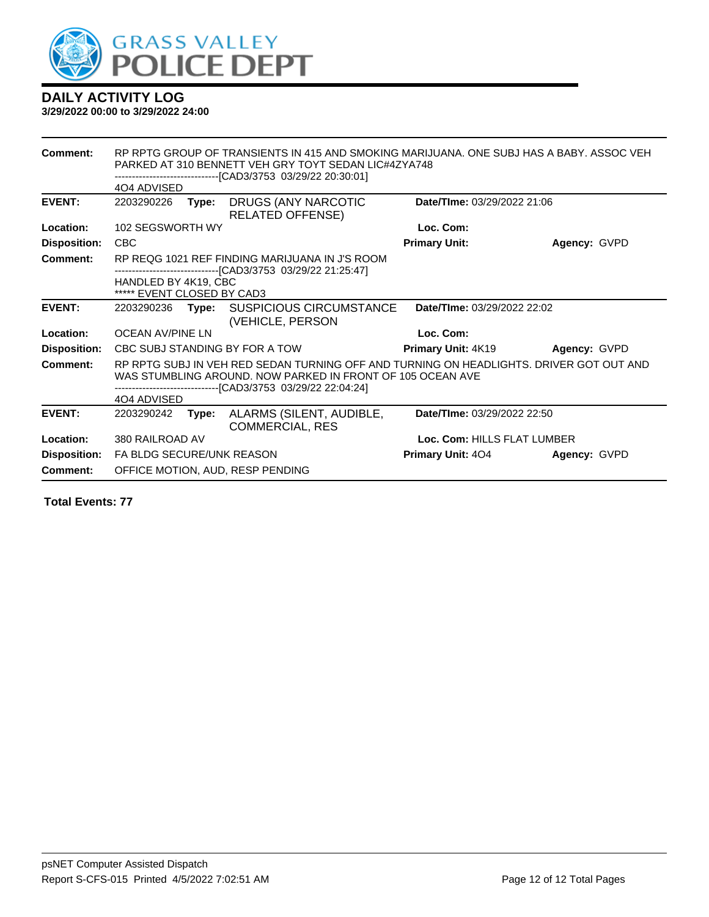## DAILY ACTIVITY LOG

**3/29/2022 00:00 to 3/29/2022 24:00**

| | | | | |
|---|---|---|---|---|
| **Comment:** | RP RPTG GROUP OF TRANSIENTS IN 415 AND SMOKING MARIJUANA. ONE SUBJ HAS A BABY. ASSOC VEH PARKED AT 310 BENNETT VEH GRY TOYT SEDAN LIC#4ZYA748<br>------------------------------[CAD3/3753 03/29/22 20:30:01]<br>4O4 ADVISED | | | |
| **EVENT:** | 2203290226 **Type:** DRUGS (ANY NARCOTIC RELATED OFFENSE) | **Date/TIme:** 03/29/2022 21:06 | | |
| **Location:** | 102 SEGSWORTH WY | **Loc. Com:** | | |
| **Disposition:** | CBC | **Primary Unit:** | **Agency:** GVPD | |
| **Comment:** | RP REQG 1021 REF FINDING MARIJUANA IN J'S ROOM<br>------------------------------[CAD3/3753 03/29/22 21:25:47]<br>HANDLED BY 4K19, CBC<br>***** EVENT CLOSED BY CAD3 | | | |
| **EVENT:** | 2203290236 **Type:** SUSPICIOUS CIRCUMSTANCE (VEHICLE, PERSON | **Date/TIme:** 03/29/2022 22:02 | | |
| **Location:** | OCEAN AV/PINE LN | **Loc. Com:** | | |
| **Disposition:** | CBC SUBJ STANDING BY FOR A TOW | **Primary Unit:** 4K19 | **Agency:** GVPD | |
| **Comment:** | RP RPTG SUBJ IN VEH RED SEDAN TURNING OFF AND TURNING ON HEADLIGHTS. DRIVER GOT OUT AND WAS STUMBLING AROUND. NOW PARKED IN FRONT OF 105 OCEAN AVE<br>------------------------------[CAD3/3753 03/29/22 22:04:24]<br>4O4 ADVISED | | | |
| **EVENT:** | 2203290242 **Type:** ALARMS (SILENT, AUDIBLE, COMMERCIAL, RES | **Date/TIme:** 03/29/2022 22:50 | | |
| **Location:** | 380 RAILROAD AV | **Loc. Com:** HILLS FLAT LUMBER | | |
| **Disposition:** | FA BLDG SECURE/UNK REASON | **Primary Unit:** 4O4 | **Agency:** GVPD | |
| **Comment:** | OFFICE MOTION, AUD, RESP PENDING | | | |

**Total Events: 77**

psNET Computer Assisted Dispatch

Report S-CFS-015 Printed 4/5/2022 7:02:51 AM